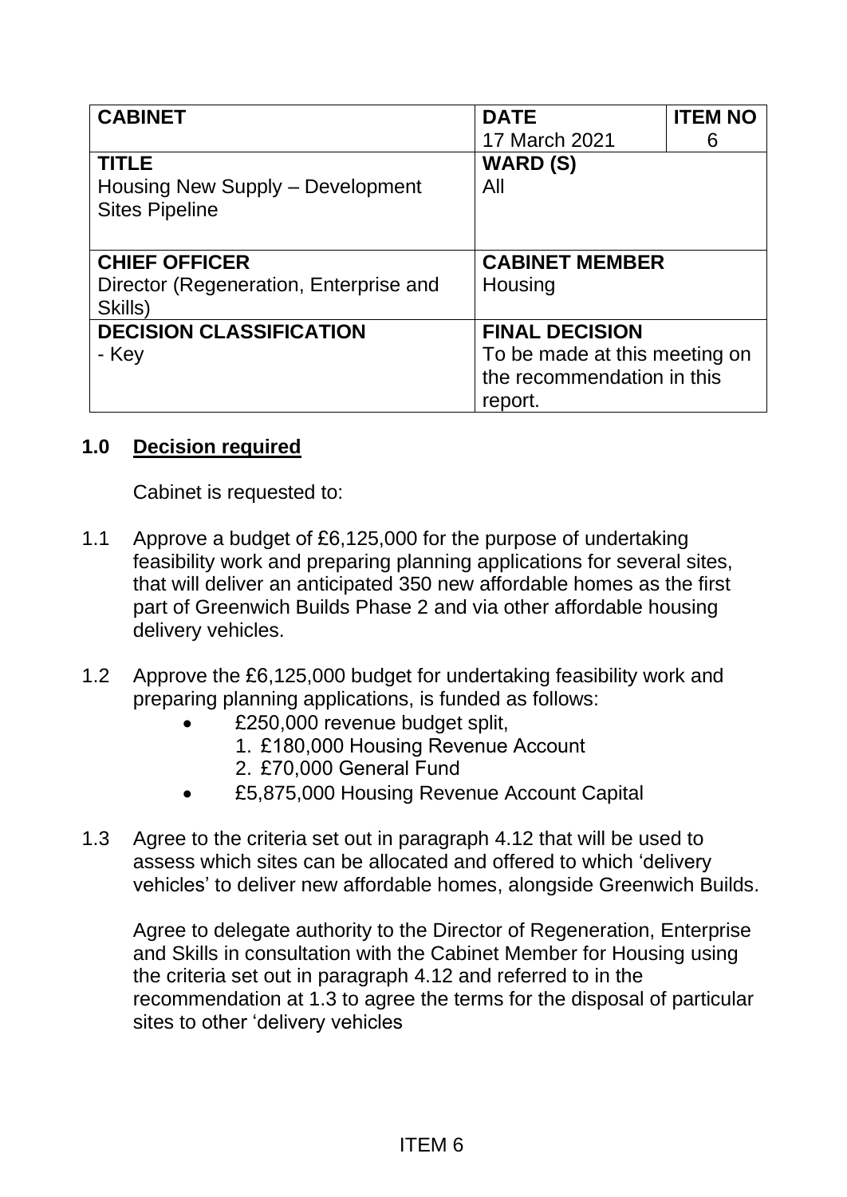| CABINET | DATE<br>17 March 2021 | ITEM NO<br>6 |
|---|---|---|
| **TITLE**<br>Housing New Supply – Development Sites Pipeline | **WARD (S)**<br>All | |
| **CHIEF OFFICER**<br>Director (Regeneration, Enterprise and Skills) | **CABINET MEMBER**<br>Housing | |
| **DECISION CLASSIFICATION**<br>- Key | **FINAL DECISION**<br>To be made at this meeting on the recommendation in this report. | |

## 1.0 Decision required

Cabinet is requested to:

1.1 Approve a budget of £6,125,000 for the purpose of undertaking feasibility work and preparing planning applications for several sites, that will deliver an anticipated 350 new affordable homes as the first part of Greenwich Builds Phase 2 and via other affordable housing delivery vehicles.

1.2 Approve the £6,125,000 budget for undertaking feasibility work and preparing planning applications, is funded as follows:

- £250,000 revenue budget split,
  1. £180,000 Housing Revenue Account
  2. £70,000 General Fund
- £5,875,000 Housing Revenue Account Capital

1.3 Agree to the criteria set out in paragraph 4.12 that will be used to assess which sites can be allocated and offered to which 'delivery vehicles' to deliver new affordable homes, alongside Greenwich Builds.

Agree to delegate authority to the Director of Regeneration, Enterprise and Skills in consultation with the Cabinet Member for Housing using the criteria set out in paragraph 4.12 and referred to in the recommendation at 1.3 to agree the terms for the disposal of particular sites to other 'delivery vehicles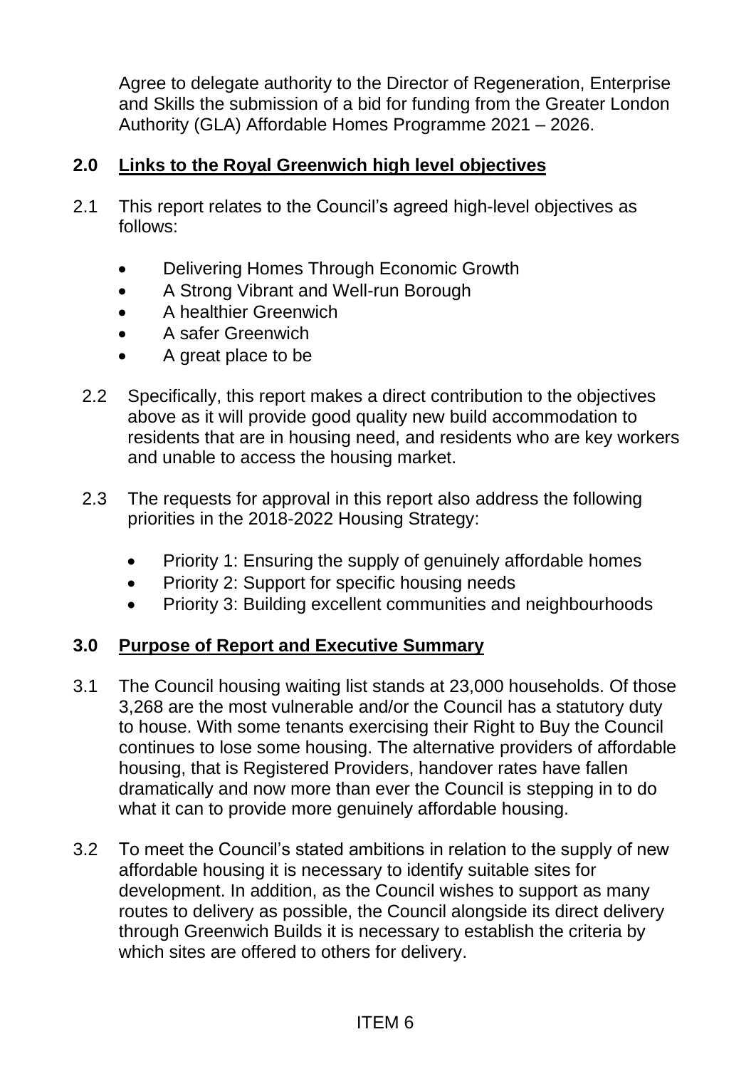Agree to delegate authority to the Director of Regeneration, Enterprise and Skills the submission of a bid for funding from the Greater London Authority (GLA) Affordable Homes Programme 2021 – 2026.

## 2.0 Links to the Royal Greenwich high level objectives

2.1 This report relates to the Council's agreed high-level objectives as follows:

- Delivering Homes Through Economic Growth
- A Strong Vibrant and Well-run Borough
- A healthier Greenwich
- A safer Greenwich
- A great place to be

2.2 Specifically, this report makes a direct contribution to the objectives above as it will provide good quality new build accommodation to residents that are in housing need, and residents who are key workers and unable to access the housing market.

2.3 The requests for approval in this report also address the following priorities in the 2018-2022 Housing Strategy:

- Priority 1: Ensuring the supply of genuinely affordable homes
- Priority 2: Support for specific housing needs
- Priority 3: Building excellent communities and neighbourhoods

## 3.0 Purpose of Report and Executive Summary

3.1 The Council housing waiting list stands at 23,000 households. Of those 3,268 are the most vulnerable and/or the Council has a statutory duty to house. With some tenants exercising their Right to Buy the Council continues to lose some housing. The alternative providers of affordable housing, that is Registered Providers, handover rates have fallen dramatically and now more than ever the Council is stepping in to do what it can to provide more genuinely affordable housing.

3.2 To meet the Council's stated ambitions in relation to the supply of new affordable housing it is necessary to identify suitable sites for development. In addition, as the Council wishes to support as many routes to delivery as possible, the Council alongside its direct delivery through Greenwich Builds it is necessary to establish the criteria by which sites are offered to others for delivery.

ITEM 6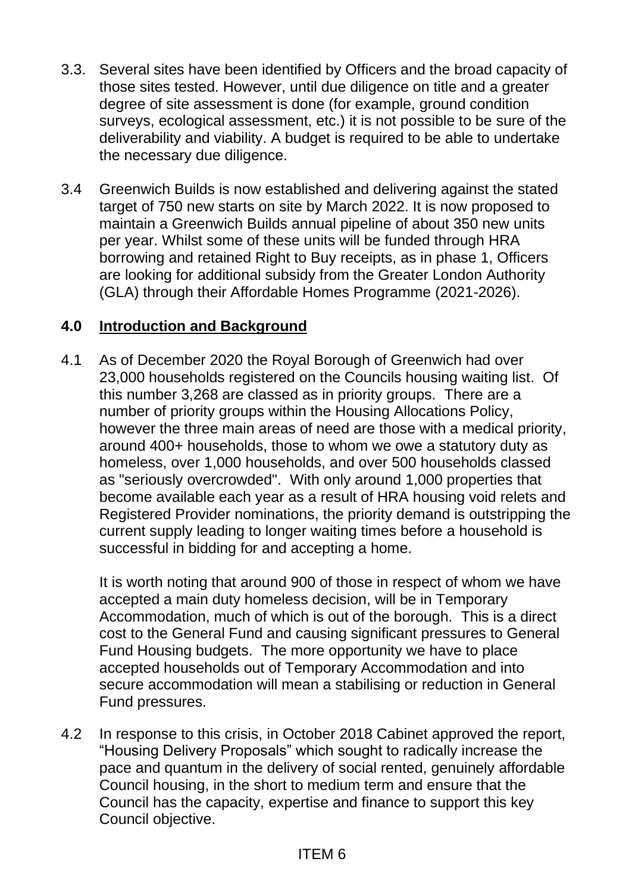3.3. Several sites have been identified by Officers and the broad capacity of those sites tested. However, until due diligence on title and a greater degree of site assessment is done (for example, ground condition surveys, ecological assessment, etc.) it is not possible to be sure of the deliverability and viability. A budget is required to be able to undertake the necessary due diligence.

3.4 Greenwich Builds is now established and delivering against the stated target of 750 new starts on site by March 2022. It is now proposed to maintain a Greenwich Builds annual pipeline of about 350 new units per year. Whilst some of these units will be funded through HRA borrowing and retained Right to Buy receipts, as in phase 1, Officers are looking for additional subsidy from the Greater London Authority (GLA) through their Affordable Homes Programme (2021-2026).

## 4.0 Introduction and Background

4.1 As of December 2020 the Royal Borough of Greenwich had over 23,000 households registered on the Councils housing waiting list. Of this number 3,268 are classed as in priority groups. There are a number of priority groups within the Housing Allocations Policy, however the three main areas of need are those with a medical priority, around 400+ households, those to whom we owe a statutory duty as homeless, over 1,000 households, and over 500 households classed as "seriously overcrowded". With only around 1,000 properties that become available each year as a result of HRA housing void relets and Registered Provider nominations, the priority demand is outstripping the current supply leading to longer waiting times before a household is successful in bidding for and accepting a home.

It is worth noting that around 900 of those in respect of whom we have accepted a main duty homeless decision, will be in Temporary Accommodation, much of which is out of the borough. This is a direct cost to the General Fund and causing significant pressures to General Fund Housing budgets. The more opportunity we have to place accepted households out of Temporary Accommodation and into secure accommodation will mean a stabilising or reduction in General Fund pressures.

4.2 In response to this crisis, in October 2018 Cabinet approved the report, "Housing Delivery Proposals" which sought to radically increase the pace and quantum in the delivery of social rented, genuinely affordable Council housing, in the short to medium term and ensure that the Council has the capacity, expertise and finance to support this key Council objective.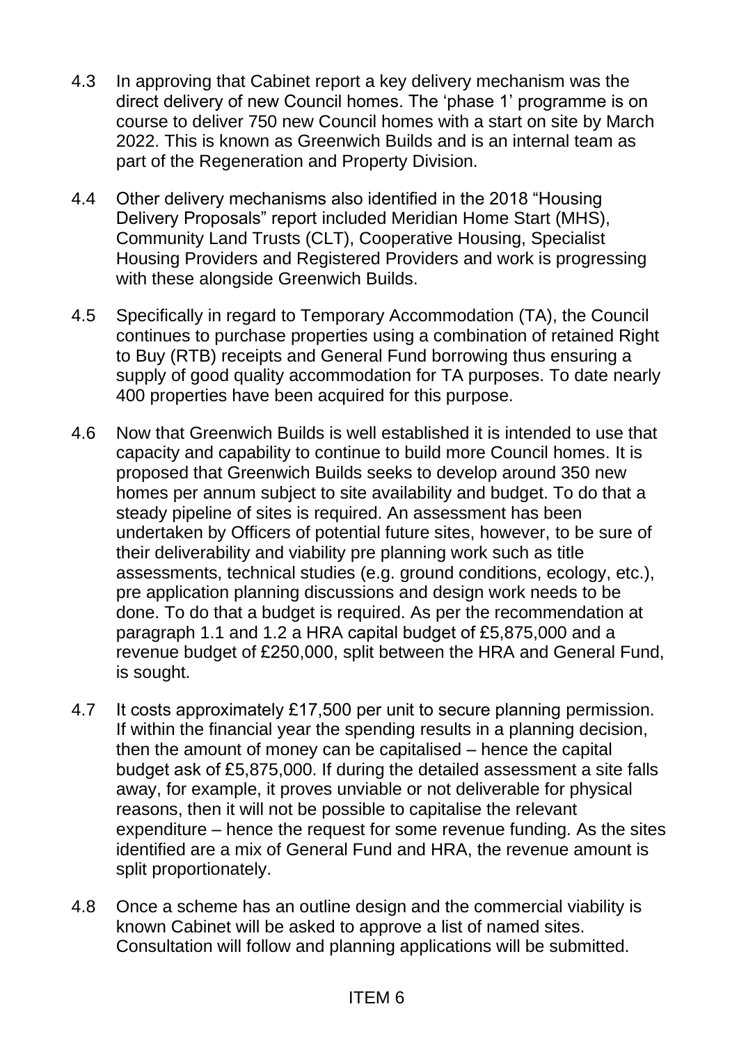4.3 In approving that Cabinet report a key delivery mechanism was the direct delivery of new Council homes. The 'phase 1' programme is on course to deliver 750 new Council homes with a start on site by March 2022. This is known as Greenwich Builds and is an internal team as part of the Regeneration and Property Division.

4.4 Other delivery mechanisms also identified in the 2018 "Housing Delivery Proposals" report included Meridian Home Start (MHS), Community Land Trusts (CLT), Cooperative Housing, Specialist Housing Providers and Registered Providers and work is progressing with these alongside Greenwich Builds.

4.5 Specifically in regard to Temporary Accommodation (TA), the Council continues to purchase properties using a combination of retained Right to Buy (RTB) receipts and General Fund borrowing thus ensuring a supply of good quality accommodation for TA purposes. To date nearly 400 properties have been acquired for this purpose.

4.6 Now that Greenwich Builds is well established it is intended to use that capacity and capability to continue to build more Council homes. It is proposed that Greenwich Builds seeks to develop around 350 new homes per annum subject to site availability and budget. To do that a steady pipeline of sites is required. An assessment has been undertaken by Officers of potential future sites, however, to be sure of their deliverability and viability pre planning work such as title assessments, technical studies (e.g. ground conditions, ecology, etc.), pre application planning discussions and design work needs to be done. To do that a budget is required. As per the recommendation at paragraph 1.1 and 1.2 a HRA capital budget of £5,875,000 and a revenue budget of £250,000, split between the HRA and General Fund, is sought.

4.7 It costs approximately £17,500 per unit to secure planning permission. If within the financial year the spending results in a planning decision, then the amount of money can be capitalised – hence the capital budget ask of £5,875,000. If during the detailed assessment a site falls away, for example, it proves unviable or not deliverable for physical reasons, then it will not be possible to capitalise the relevant expenditure – hence the request for some revenue funding. As the sites identified are a mix of General Fund and HRA, the revenue amount is split proportionately.

4.8 Once a scheme has an outline design and the commercial viability is known Cabinet will be asked to approve a list of named sites. Consultation will follow and planning applications will be submitted.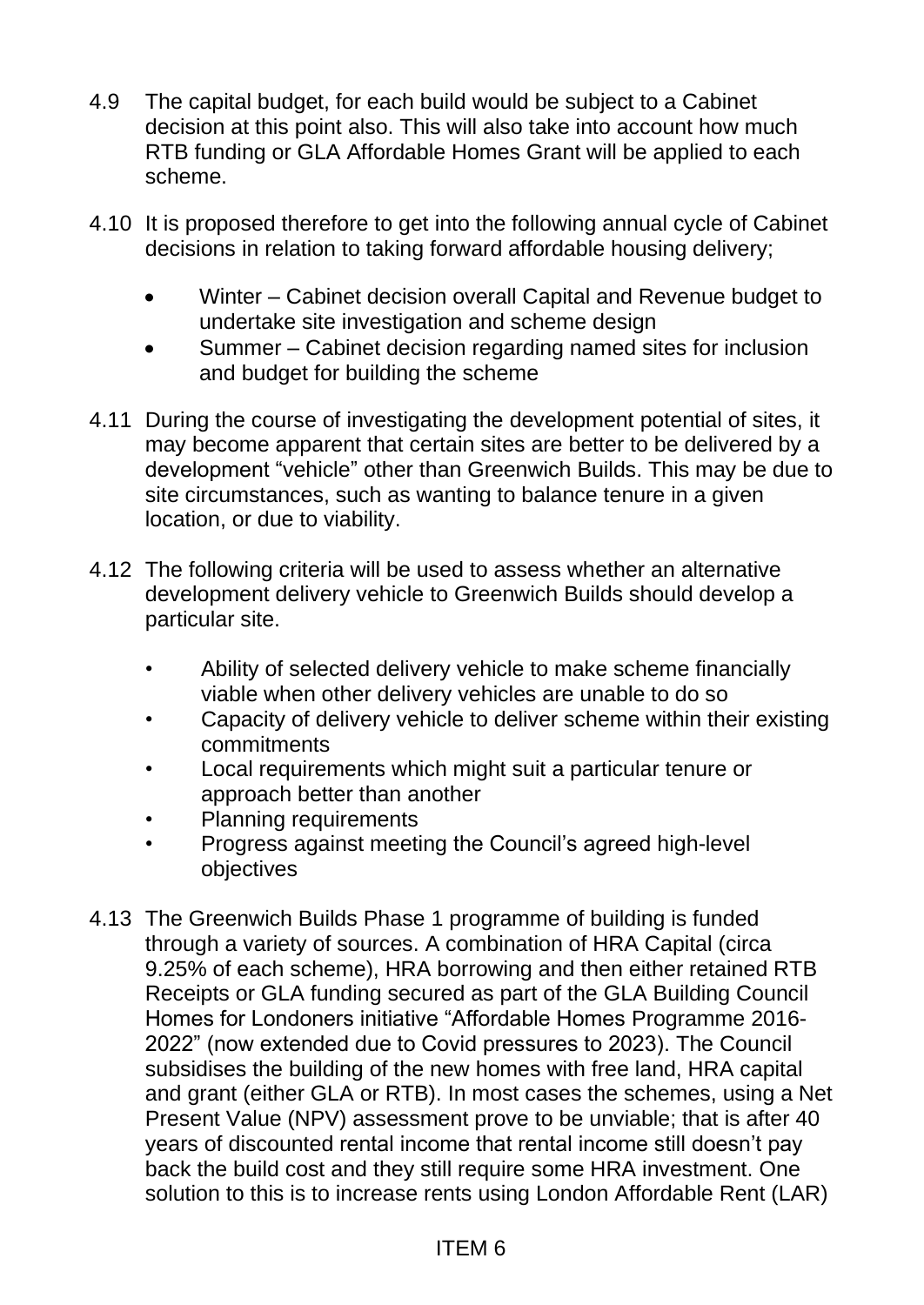4.9 The capital budget, for each build would be subject to a Cabinet decision at this point also. This will also take into account how much RTB funding or GLA Affordable Homes Grant will be applied to each scheme.

4.10 It is proposed therefore to get into the following annual cycle of Cabinet decisions in relation to taking forward affordable housing delivery;

- Winter – Cabinet decision overall Capital and Revenue budget to undertake site investigation and scheme design
- Summer – Cabinet decision regarding named sites for inclusion and budget for building the scheme

4.11 During the course of investigating the development potential of sites, it may become apparent that certain sites are better to be delivered by a development "vehicle" other than Greenwich Builds. This may be due to site circumstances, such as wanting to balance tenure in a given location, or due to viability.

4.12 The following criteria will be used to assess whether an alternative development delivery vehicle to Greenwich Builds should develop a particular site.

- Ability of selected delivery vehicle to make scheme financially viable when other delivery vehicles are unable to do so
- Capacity of delivery vehicle to deliver scheme within their existing commitments
- Local requirements which might suit a particular tenure or approach better than another
- Planning requirements
- Progress against meeting the Council's agreed high-level objectives

4.13 The Greenwich Builds Phase 1 programme of building is funded through a variety of sources. A combination of HRA Capital (circa 9.25% of each scheme), HRA borrowing and then either retained RTB Receipts or GLA funding secured as part of the GLA Building Council Homes for Londoners initiative "Affordable Homes Programme 2016-2022" (now extended due to Covid pressures to 2023). The Council subsidises the building of the new homes with free land, HRA capital and grant (either GLA or RTB). In most cases the schemes, using a Net Present Value (NPV) assessment prove to be unviable; that is after 40 years of discounted rental income that rental income still doesn't pay back the build cost and they still require some HRA investment. One solution to this is to increase rents using London Affordable Rent (LAR)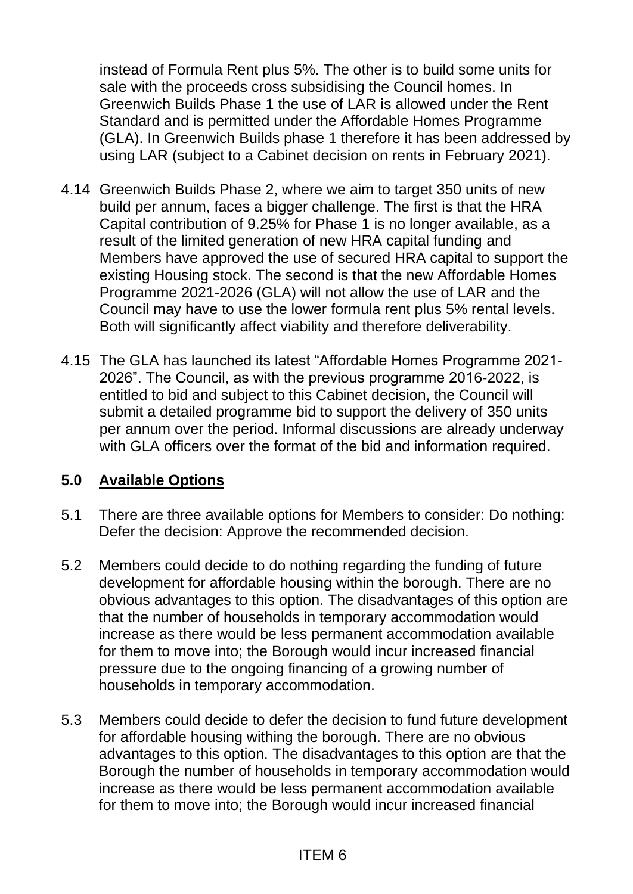instead of Formula Rent plus 5%. The other is to build some units for sale with the proceeds cross subsidising the Council homes. In Greenwich Builds Phase 1 the use of LAR is allowed under the Rent Standard and is permitted under the Affordable Homes Programme (GLA). In Greenwich Builds phase 1 therefore it has been addressed by using LAR (subject to a Cabinet decision on rents in February 2021).

4.14 Greenwich Builds Phase 2, where we aim to target 350 units of new build per annum, faces a bigger challenge. The first is that the HRA Capital contribution of 9.25% for Phase 1 is no longer available, as a result of the limited generation of new HRA capital funding and Members have approved the use of secured HRA capital to support the existing Housing stock. The second is that the new Affordable Homes Programme 2021-2026 (GLA) will not allow the use of LAR and the Council may have to use the lower formula rent plus 5% rental levels. Both will significantly affect viability and therefore deliverability.

4.15 The GLA has launched its latest "Affordable Homes Programme 2021-2026". The Council, as with the previous programme 2016-2022, is entitled to bid and subject to this Cabinet decision, the Council will submit a detailed programme bid to support the delivery of 350 units per annum over the period. Informal discussions are already underway with GLA officers over the format of the bid and information required.

## 5.0 Available Options

5.1 There are three available options for Members to consider: Do nothing: Defer the decision: Approve the recommended decision.

5.2 Members could decide to do nothing regarding the funding of future development for affordable housing within the borough. There are no obvious advantages to this option. The disadvantages of this option are that the number of households in temporary accommodation would increase as there would be less permanent accommodation available for them to move into; the Borough would incur increased financial pressure due to the ongoing financing of a growing number of households in temporary accommodation.

5.3 Members could decide to defer the decision to fund future development for affordable housing withing the borough. There are no obvious advantages to this option. The disadvantages to this option are that the Borough the number of households in temporary accommodation would increase as there would be less permanent accommodation available for them to move into; the Borough would incur increased financial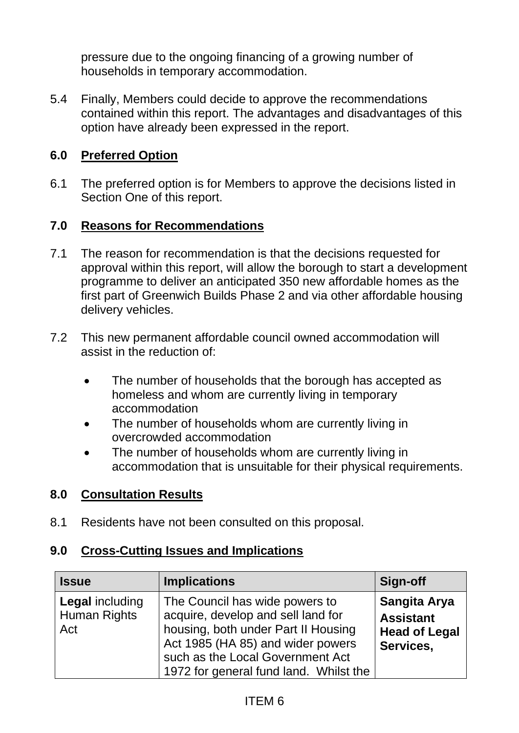pressure due to the ongoing financing of a growing number of households in temporary accommodation.

5.4 Finally, Members could decide to approve the recommendations contained within this report. The advantages and disadvantages of this option have already been expressed in the report.

## 6.0 Preferred Option

6.1 The preferred option is for Members to approve the decisions listed in Section One of this report.

## 7.0 Reasons for Recommendations

7.1 The reason for recommendation is that the decisions requested for approval within this report, will allow the borough to start a development programme to deliver an anticipated 350 new affordable homes as the first part of Greenwich Builds Phase 2 and via other affordable housing delivery vehicles.

7.2 This new permanent affordable council owned accommodation will assist in the reduction of:

- The number of households that the borough has accepted as homeless and whom are currently living in temporary accommodation
- The number of households whom are currently living in overcrowded accommodation
- The number of households whom are currently living in accommodation that is unsuitable for their physical requirements.

## 8.0 Consultation Results

8.1 Residents have not been consulted on this proposal.

## 9.0 Cross-Cutting Issues and Implications

| Issue | Implications | Sign-off |
|---|---|---|
| **Legal** including Human Rights Act | The Council has wide powers to acquire, develop and sell land for housing, both under Part II Housing Act 1985 (HA 85) and wider powers such as the Local Government Act 1972 for general fund land. Whilst the | **Sangita Arya Assistant Head of Legal Services,** |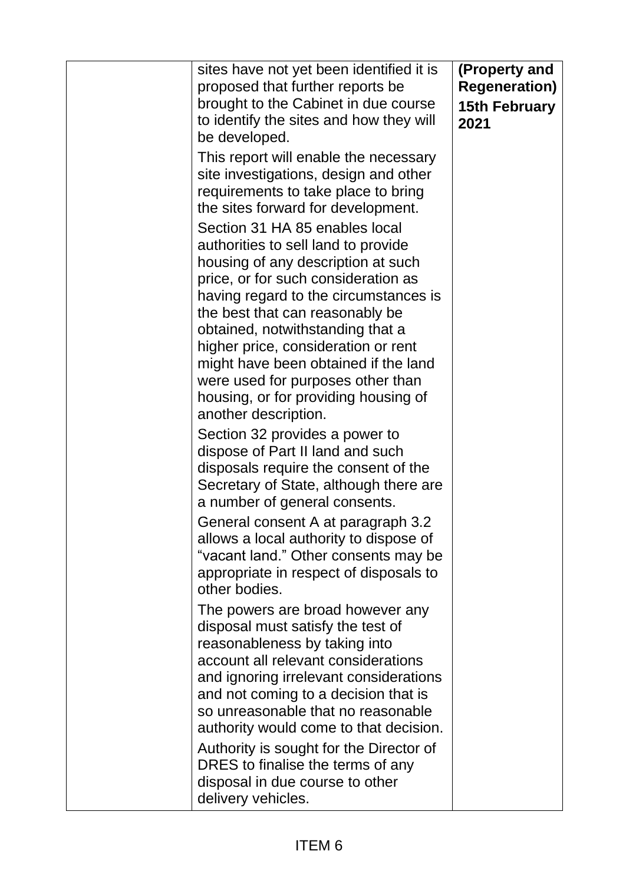| | | |
|---|---|---|
| | sites have not yet been identified it is proposed that further reports be brought to the Cabinet in due course to identify the sites and how they will be developed.<br><br>This report will enable the necessary site investigations, design and other requirements to take place to bring the sites forward for development.<br><br>Section 31 HA 85 enables local authorities to sell land to provide housing of any description at such price, or for such consideration as having regard to the circumstances is the best that can reasonably be obtained, notwithstanding that a higher price, consideration or rent might have been obtained if the land were used for purposes other than housing, or for providing housing of another description.<br><br>Section 32 provides a power to dispose of Part II land and such disposals require the consent of the Secretary of State, although there are a number of general consents.<br><br>General consent A at paragraph 3.2 allows a local authority to dispose of "vacant land." Other consents may be appropriate in respect of disposals to other bodies.<br><br>The powers are broad however any disposal must satisfy the test of reasonableness by taking into account all relevant considerations and ignoring irrelevant considerations and not coming to a decision that is so unreasonable that no reasonable authority would come to that decision.<br><br>Authority is sought for the Director of DRES to finalise the terms of any disposal in due course to other delivery vehicles. | **(Property and Regeneration)**<br><br>**15th February 2021** |

ITEM 6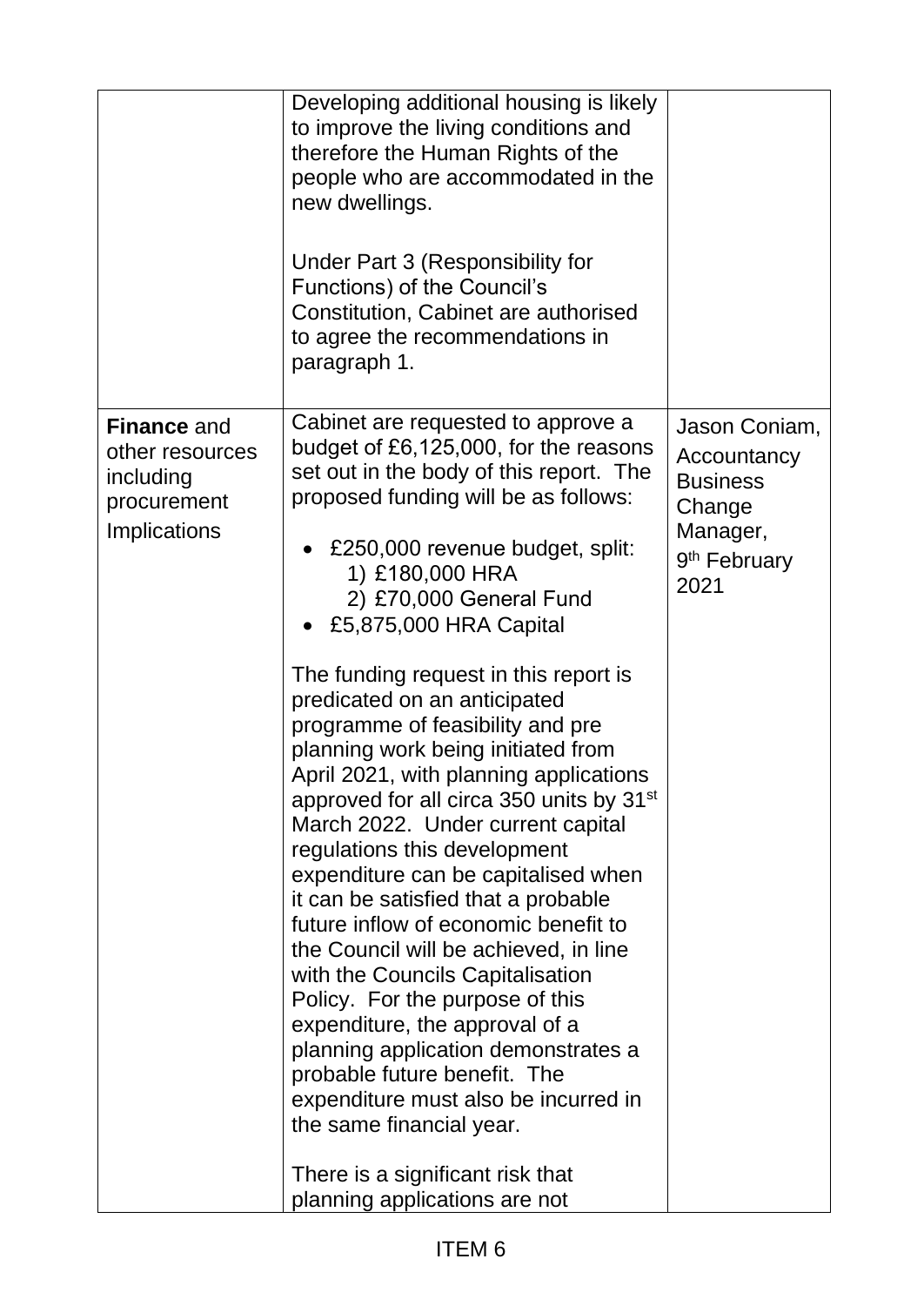| | | |
|---|---|---|
| | Developing additional housing is likely to improve the living conditions and therefore the Human Rights of the people who are accommodated in the new dwellings.<br><br>Under Part 3 (Responsibility for Functions) of the Council's Constitution, Cabinet are authorised to agree the recommendations in paragraph 1. | |
| **Finance** and other resources including procurement Implications | Cabinet are requested to approve a budget of £6,125,000, for the reasons set out in the body of this report. The proposed funding will be as follows:<br><br>• £250,000 revenue budget, split:<br>1) £180,000 HRA<br>2) £70,000 General Fund<br>• £5,875,000 HRA Capital<br><br>The funding request in this report is predicated on an anticipated programme of feasibility and pre planning work being initiated from April 2021, with planning applications approved for all circa 350 units by 31st March 2022. Under current capital regulations this development expenditure can be capitalised when it can be satisfied that a probable future inflow of economic benefit to the Council will be achieved, in line with the Councils Capitalisation Policy. For the purpose of this expenditure, the approval of a planning application demonstrates a probable future benefit. The expenditure must also be incurred in the same financial year.<br><br>There is a significant risk that planning applications are not | Jason Coniam, Accountancy Business Change Manager, 9th February 2021 |

ITEM 6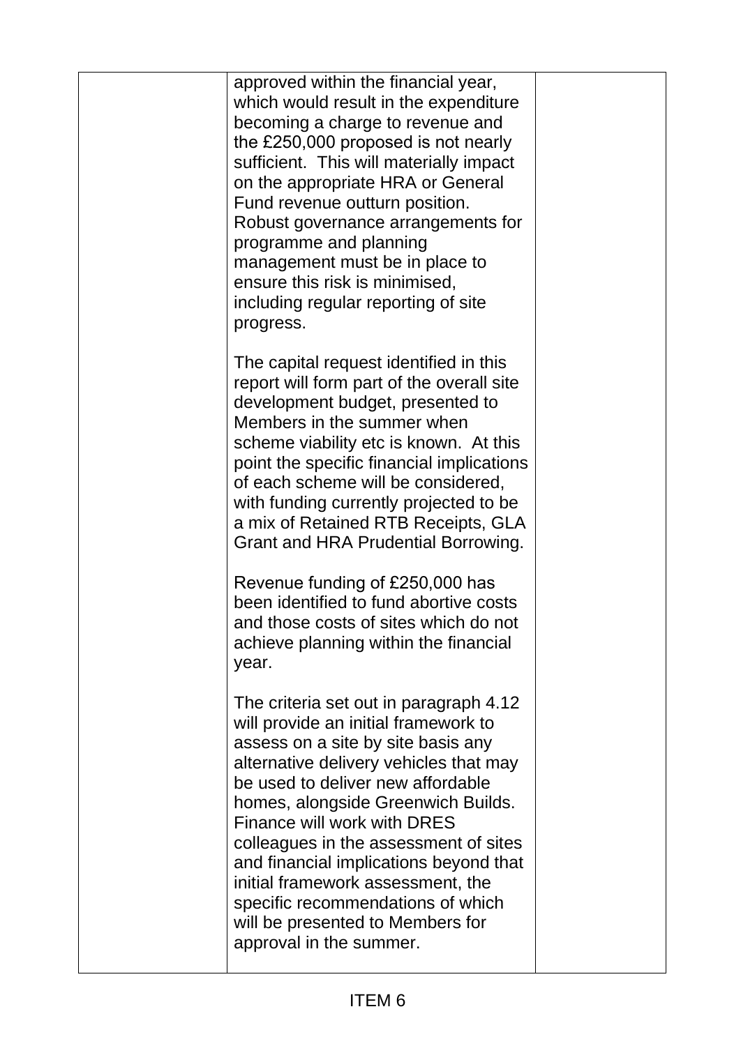| | | |
|---|---|---|
| | approved within the financial year, which would result in the expenditure becoming a charge to revenue and the £250,000 proposed is not nearly sufficient. This will materially impact on the appropriate HRA or General Fund revenue outturn position. Robust governance arrangements for programme and planning management must be in place to ensure this risk is minimised, including regular reporting of site progress.<br><br>The capital request identified in this report will form part of the overall site development budget, presented to Members in the summer when scheme viability etc is known. At this point the specific financial implications of each scheme will be considered, with funding currently projected to be a mix of Retained RTB Receipts, GLA Grant and HRA Prudential Borrowing.<br><br>Revenue funding of £250,000 has been identified to fund abortive costs and those costs of sites which do not achieve planning within the financial year.<br><br>The criteria set out in paragraph 4.12 will provide an initial framework to assess on a site by site basis any alternative delivery vehicles that may be used to deliver new affordable homes, alongside Greenwich Builds. Finance will work with DRES colleagues in the assessment of sites and financial implications beyond that initial framework assessment, the specific recommendations of which will be presented to Members for approval in the summer. | |

ITEM 6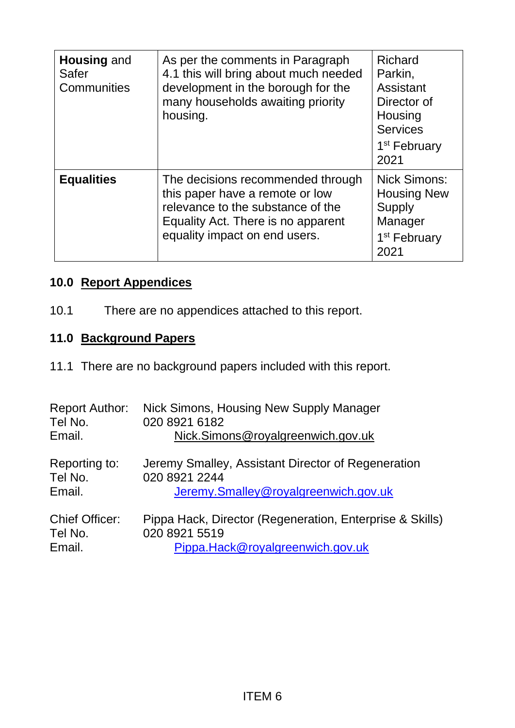| | | |
|---|---|---|
| **Housing** and Safer Communities | As per the comments in Paragraph 4.1 this will bring about much needed development in the borough for the many households awaiting priority housing. | Richard Parkin, Assistant Director of Housing Services<br>1st February 2021 |
| **Equalities** | The decisions recommended through this paper have a remote or low relevance to the substance of the Equality Act. There is no apparent equality impact on end users. | Nick Simons: Housing New Supply Manager<br>1st February 2021 |

## 10.0 Report Appendices

10.1 There are no appendices attached to this report.

## 11.0 Background Papers

11.1 There are no background papers included with this report.

Report Author: Nick Simons, Housing New Supply Manager
Tel No. 020 8921 6182
Email. Nick.Simons@royalgreenwich.gov.uk

Reporting to: Jeremy Smalley, Assistant Director of Regeneration
Tel No. 020 8921 2244
Email. Jeremy.Smalley@royalgreenwich.gov.uk

Chief Officer: Pippa Hack, Director (Regeneration, Enterprise & Skills)
Tel No. 020 8921 5519
Email. Pippa.Hack@royalgreenwich.gov.uk